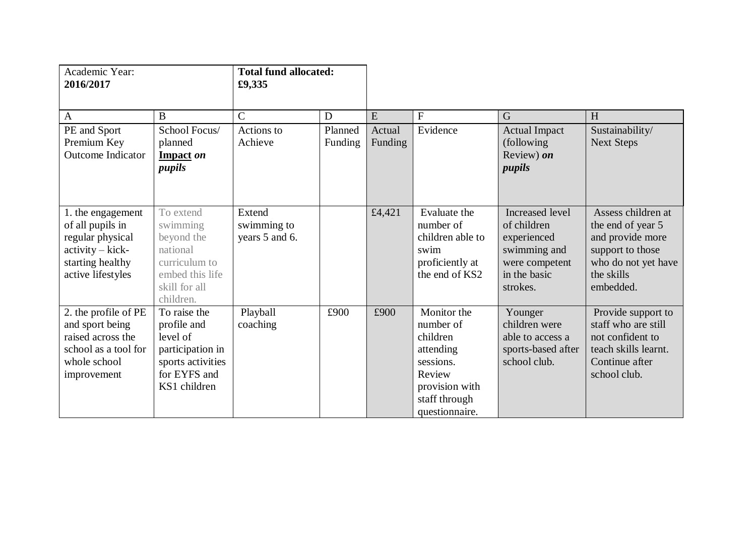| Academic Year: **2016/2017** | | **Total fund allocated: £9,335** | | | | | |
|---|---|---|---|---|---|---|---|
| A | B | C | D | E | F | G | H |
| PE and Sport Premium Key Outcome Indicator | School Focus/ planned **Impact** ***on pupils*** | Actions to Achieve | Planned Funding | Actual Funding | Evidence | Actual Impact (following Review) ***on pupils*** | Sustainability/ Next Steps |
| 1. the engagement of all pupils in regular physical activity – kick-starting healthy active lifestyles | To extend swimming beyond the national curriculum to embed this life skill for all children. | Extend swimming to years 5 and 6. | | £4,421 | Evaluate the number of children able to swim proficiently at the end of KS2 | Increased level of children experienced swimming and were competent in the basic strokes. | Assess children at the end of year 5 and provide more support to those who do not yet have the skills embedded. |
| 2. the profile of PE and sport being raised across the school as a tool for whole school improvement | To raise the profile and level of participation in sports activities for EYFS and KS1 children | Playball coaching | £900 | £900 | Monitor the number of children attending sessions. Review provision with staff through questionnaire. | Younger children were able to access a sports-based after school club. | Provide support to staff who are still not confident to teach skills learnt. Continue after school club. |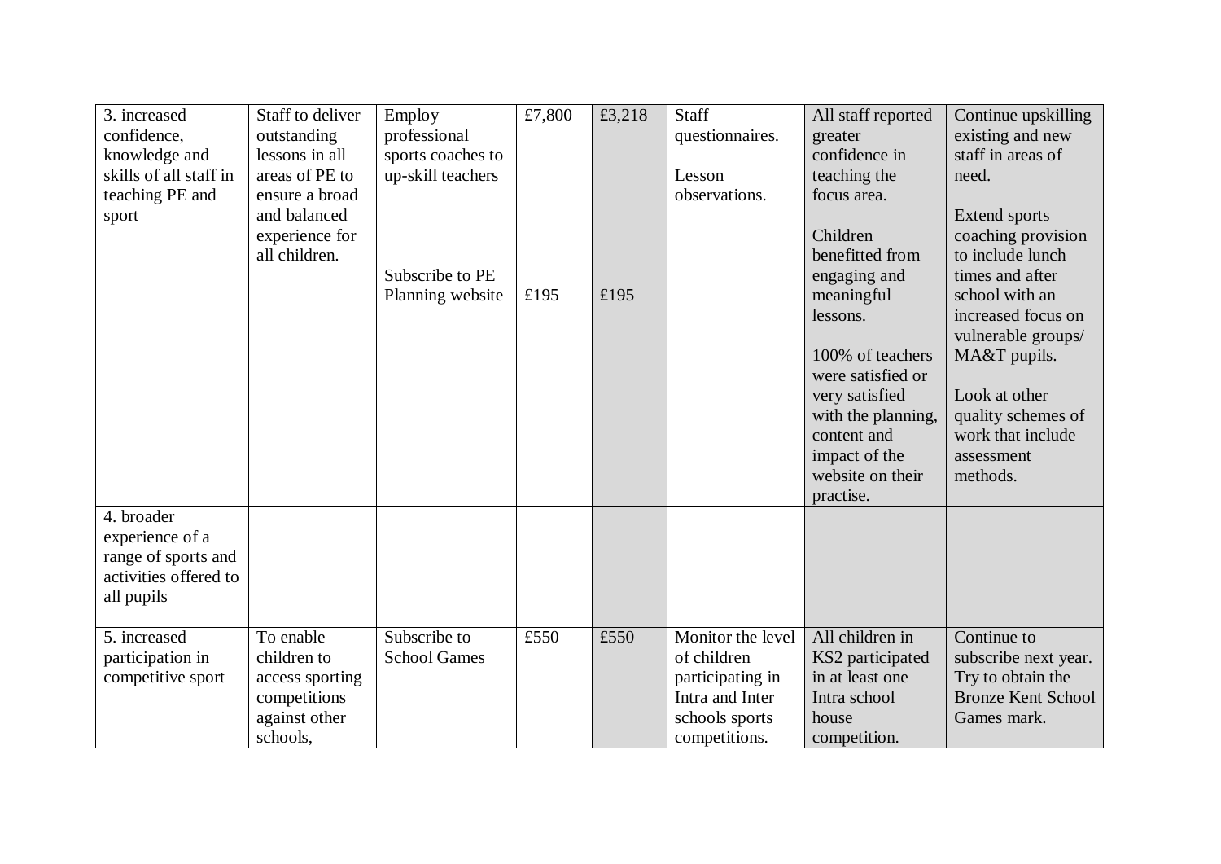| | | | | | | | |
|---|---|---|---|---|---|---|---|
| 3. increased confidence, knowledge and skills of all staff in teaching PE and sport | Staff to deliver outstanding lessons in all areas of PE to ensure a broad and balanced experience for all children. | Employ professional sports coaches to up-skill teachers<br><br>Subscribe to PE Planning website | £7,800<br><br>£195 | £3,218<br><br>£195 | Staff questionnaires.<br><br>Lesson observations. | All staff reported greater confidence in teaching the focus area.<br><br>Children benefitted from engaging and meaningful lessons.<br><br>100% of teachers were satisfied or very satisfied with the planning, content and impact of the website on their practise. | Continue upskilling existing and new staff in areas of need.<br><br>Extend sports coaching provision to include lunch times and after school with an increased focus on vulnerable groups/ MA&T pupils.<br><br>Look at other quality schemes of work that include assessment methods. |
| 4. broader experience of a range of sports and activities offered to all pupils | | | | | | | |
| 5. increased participation in competitive sport | To enable children to access sporting competitions against other schools, | Subscribe to School Games | £550 | £550 | Monitor the level of children participating in Intra and Inter schools sports competitions. | All children in KS2 participated in at least one Intra school house competition. | Continue to subscribe next year. Try to obtain the Bronze Kent School Games mark. |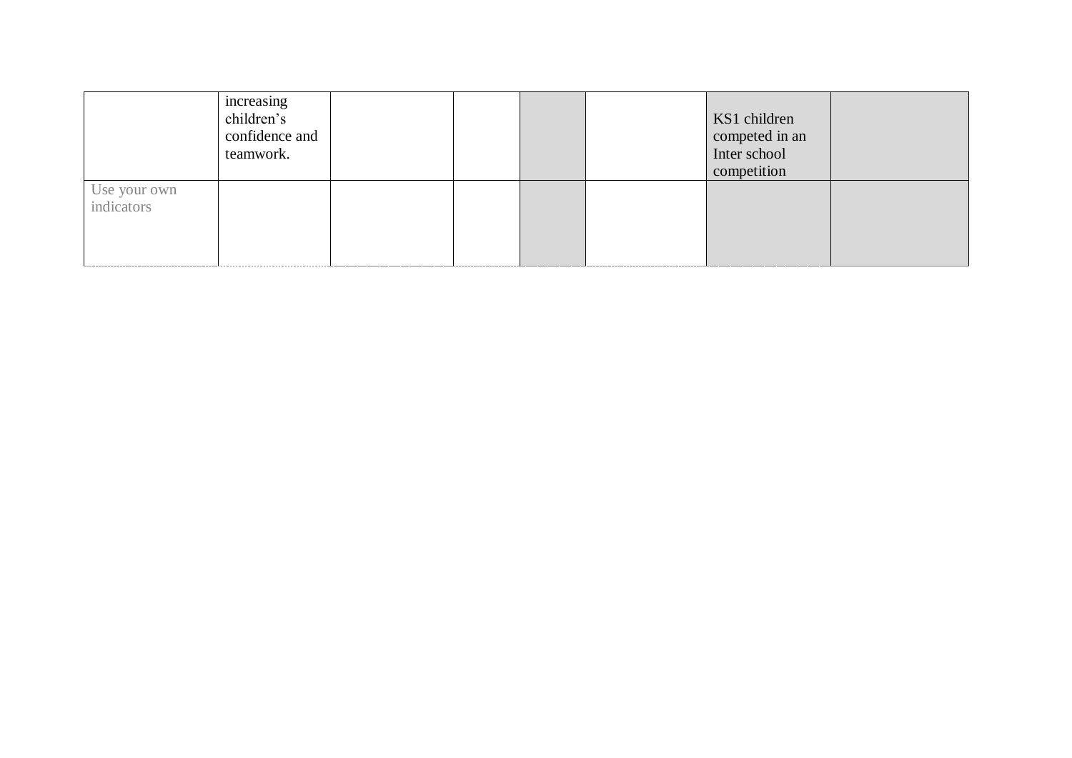| | | | | | | | |
|---|---|---|---|---|---|---|---|
| | increasing children's confidence and teamwork. | | | | | KS1 children competed in an Inter school competition | |
| Use your own indicators | | | | | | | |